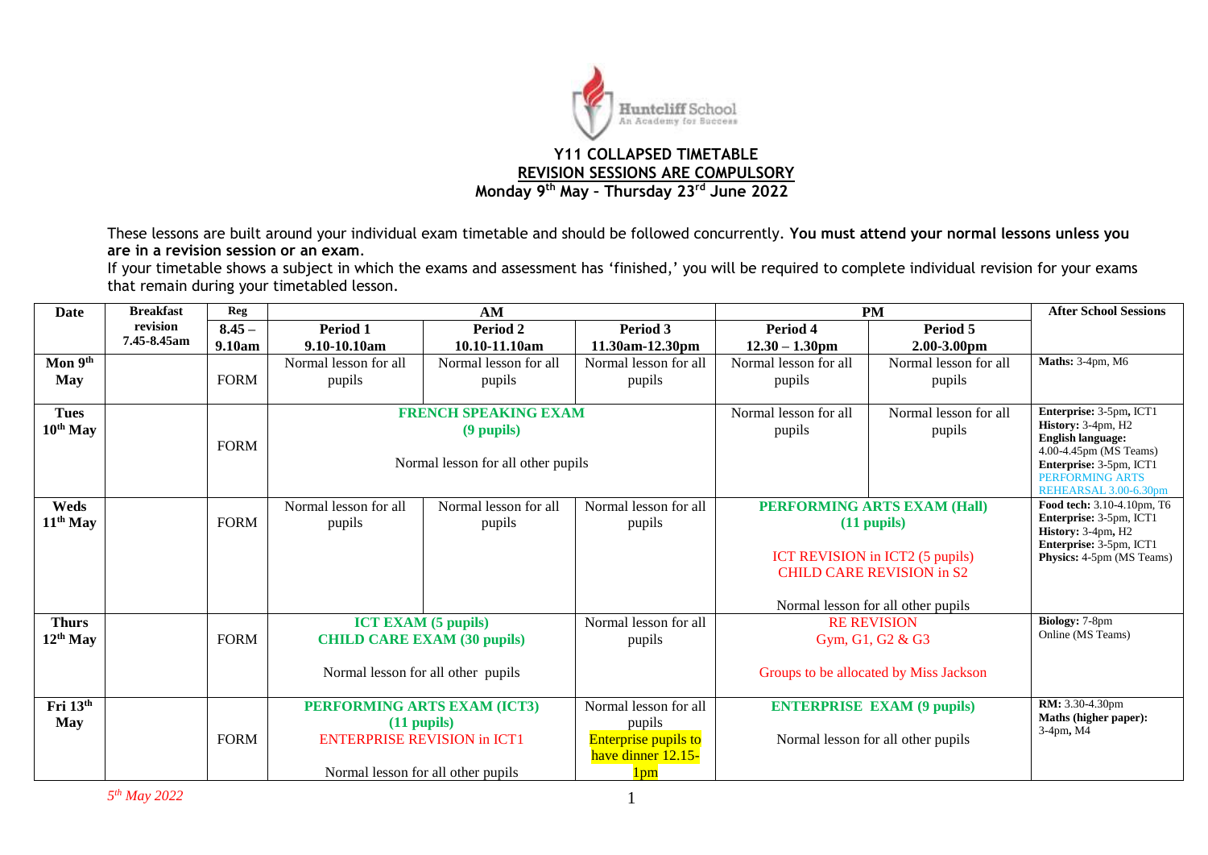Huntcliff School
An Academy for Success

**Y11 COLLAPSED TIMETABLE**
**REVISION SESSIONS ARE COMPULSORY**
**Monday 9th May – Thursday 23rd June 2022**

These lessons are built around your individual exam timetable and should be followed concurrently. **You must attend your normal lessons unless you are in a revision session or an exam.**
If your timetable shows a subject in which the exams and assessment has 'finished,' you will be required to complete individual revision for your exams that remain during your timetabled lesson.

| Date | Breakfast revision 7.45-8.45am | Reg 8.45 – 9.10am | AM Period 1 9.10-10.10am | AM Period 2 10.10-11.10am | AM Period 3 11.30am-12.30pm | PM Period 4 12.30 – 1.30pm | PM Period 5 2.00-3.00pm | After School Sessions |
|---|---|---|---|---|---|---|---|---|
| **Mon 9th May** | | FORM | Normal lesson for all pupils | Normal lesson for all pupils | Normal lesson for all pupils | Normal lesson for all pupils | Normal lesson for all pupils | **Maths:** 3-4pm, M6 |
| **Tues 10th May** | | FORM | **FRENCH SPEAKING EXAM (9 pupils)** Normal lesson for all other pupils | | | Normal lesson for all pupils | Normal lesson for all pupils | **Enterprise:** 3-5pm, ICT1 **History:** 3-4pm, H2 **English language:** 4.00-4.45pm (MS Teams) **Enterprise:** 3-5pm, ICT1 PERFORMING ARTS REHEARSAL 3.00-6.30pm |
| **Weds 11th May** | | FORM | Normal lesson for all pupils | Normal lesson for all pupils | Normal lesson for all pupils | **PERFORMING ARTS EXAM (Hall) (11 pupils)** ICT REVISION in ICT2 (5 pupils) CHILD CARE REVISION in S2 Normal lesson for all other pupils | | **Food tech:** 3.10-4.10pm, T6 **Enterprise:** 3-5pm, ICT1 **History:** 3-4pm, H2 **Enterprise:** 3-5pm, ICT1 **Physics:** 4-5pm (MS Teams) |
| **Thurs 12th May** | | FORM | **ICT EXAM (5 pupils)** **CHILD CARE EXAM (30 pupils)** Normal lesson for all other pupils | | Normal lesson for all pupils | RE REVISION Gym, G1, G2 & G3 Groups to be allocated by Miss Jackson | | **Biology:** 7-8pm Online (MS Teams) |
| **Fri 13th May** | | FORM | **PERFORMING ARTS EXAM (ICT3) (11 pupils)** ENTERPRISE REVISION in ICT1 Normal lesson for all other pupils | | Normal lesson for all pupils Enterprise pupils to have dinner 12.15-1pm | **ENTERPRISE EXAM (9 pupils)** Normal lesson for all other pupils | | **RM:** 3.30-4.30pm **Maths (higher paper):** 3-4pm, M4 |

*5th May 2022*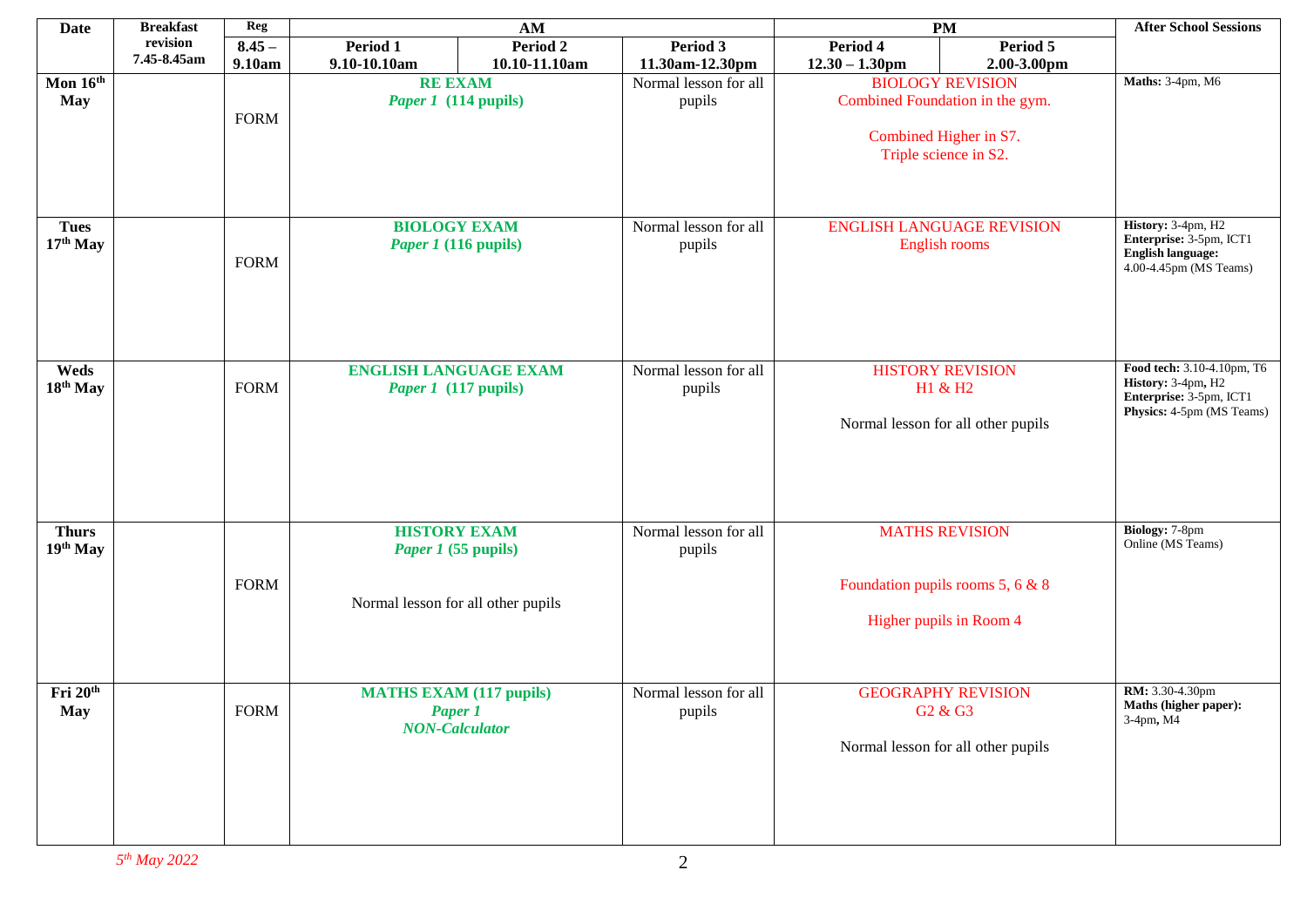| Date | Breakfast revision 7.45-8.45am | Reg | AM | | | PM | | After School Sessions |
|---|---|---|---|---|---|---|---|---|
| | | 8.45 – 9.10am | Period 1 9.10-10.10am | Period 2 10.10-11.10am | Period 3 11.30am-12.30pm | Period 4 12.30 – 1.30pm | Period 5 2.00-3.00pm | |
| **Mon 16th May** | | FORM | **RE EXAM** *Paper 1* (114 pupils) | | Normal lesson for all pupils | BIOLOGY REVISION Combined Foundation in the gym. Combined Higher in S7. Triple science in S2. | | **Maths:** 3-4pm, M6 |
| **Tues 17th May** | | FORM | **BIOLOGY EXAM** *Paper 1* (116 pupils) | | Normal lesson for all pupils | ENGLISH LANGUAGE REVISION English rooms | | **History:** 3-4pm, H2 **Enterprise:** 3-5pm, ICT1 **English language:** 4.00-4.45pm (MS Teams) |
| **Weds 18th May** | | FORM | **ENGLISH LANGUAGE EXAM** *Paper 1* (117 pupils) | | Normal lesson for all pupils | HISTORY REVISION H1 & H2 Normal lesson for all other pupils | | **Food tech:** 3.10-4.10pm, T6 **History:** 3-4pm, H2 **Enterprise:** 3-5pm, ICT1 **Physics:** 4-5pm (MS Teams) |
| **Thurs 19th May** | | FORM | **HISTORY EXAM** *Paper 1* (55 pupils) Normal lesson for all other pupils | | Normal lesson for all pupils | MATHS REVISION Foundation pupils rooms 5, 6 & 8 Higher pupils in Room 4 | | **Biology:** 7-8pm Online (MS Teams) |
| **Fri 20th May** | | FORM | **MATHS EXAM (117 pupils)** ***Paper 1*** ***NON-Calculator*** | | Normal lesson for all pupils | GEOGRAPHY REVISION G2 & G3 Normal lesson for all other pupils | | **RM:** 3.30-4.30pm **Maths (higher paper):** 3-4pm, M4 |

*5th May 2022*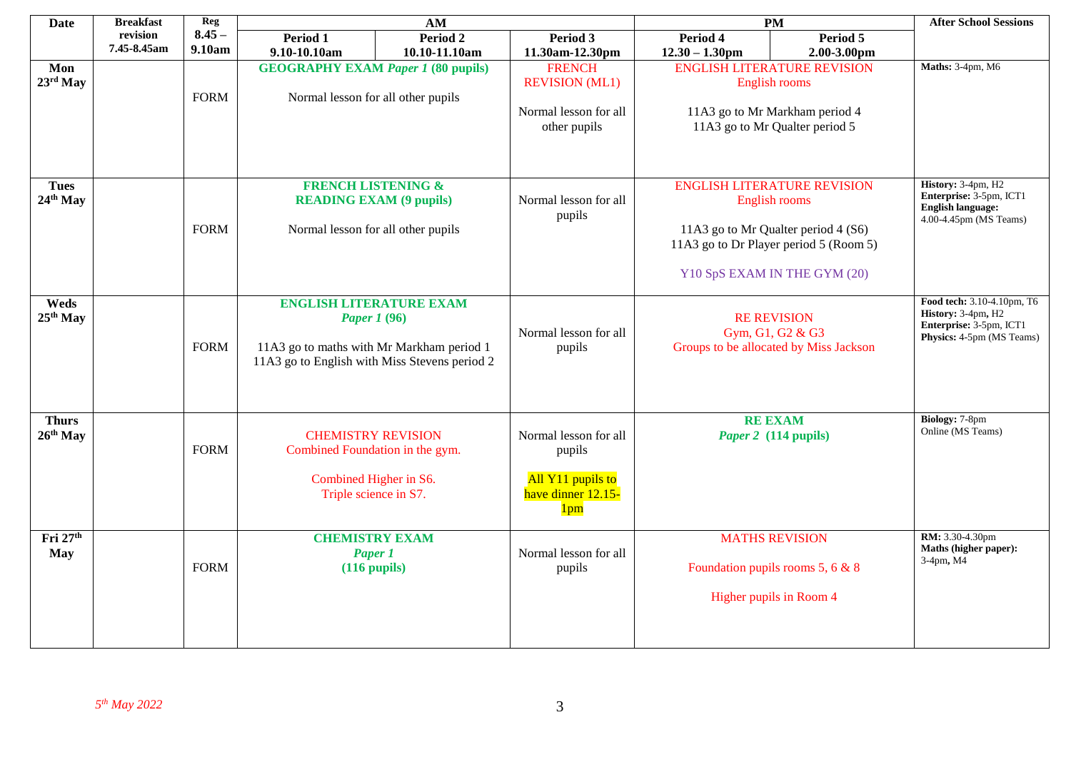| Date | Breakfast revision 7.45-8.45am | Reg 8.45 – 9.10am | AM | | | PM | | After School Sessions |
|---|---|---|---|---|---|---|---|---|
| | | | Period 1 9.10-10.10am | Period 2 10.10-11.10am | Period 3 11.30am-12.30pm | Period 4 12.30 – 1.30pm | Period 5 2.00-3.00pm | |
| Mon 23rd May | | FORM | **GEOGRAPHY EXAM *Paper 1* (80 pupils)** Normal lesson for all other pupils | | FRENCH REVISION (ML1) Normal lesson for all other pupils | ENGLISH LITERATURE REVISION English rooms 11A3 go to Mr Markham period 4 11A3 go to Mr Qualter period 5 | | **Maths:** 3-4pm, M6 |
| Tues 24th May | | FORM | **FRENCH LISTENING & READING EXAM (9 pupils)** Normal lesson for all other pupils | | Normal lesson for all pupils | ENGLISH LITERATURE REVISION English rooms 11A3 go to Mr Qualter period 4 (S6) 11A3 go to Dr Player period 5 (Room 5) Y10 SpS EXAM IN THE GYM (20) | | **History:** 3-4pm, H2 **Enterprise:** 3-5pm, ICT1 **English language:** 4.00-4.45pm (MS Teams) |
| Weds 25th May | | FORM | **ENGLISH LITERATURE EXAM *Paper 1* (96)** 11A3 go to maths with Mr Markham period 1 11A3 go to English with Miss Stevens period 2 | | Normal lesson for all pupils | RE REVISION Gym, G1, G2 & G3 Groups to be allocated by Miss Jackson | | **Food tech:** 3.10-4.10pm, T6 **History:** 3-4pm, H2 **Enterprise:** 3-5pm, ICT1 **Physics:** 4-5pm (MS Teams) |
| Thurs 26th May | | FORM | CHEMISTRY REVISION Combined Foundation in the gym. Combined Higher in S6. Triple science in S7. | | Normal lesson for all pupils All Y11 pupils to have dinner 12.15-1pm | **RE EXAM *Paper 2* (114 pupils)** | | **Biology:** 7-8pm Online (MS Teams) |
| Fri 27th May | | FORM | **CHEMISTRY EXAM *Paper 1* (116 pupils)** | | Normal lesson for all pupils | MATHS REVISION Foundation pupils rooms 5, 6 & 8 Higher pupils in Room 4 | | **RM:** 3.30-4.30pm **Maths (higher paper):** 3-4pm, M4 |

*5th May 2022*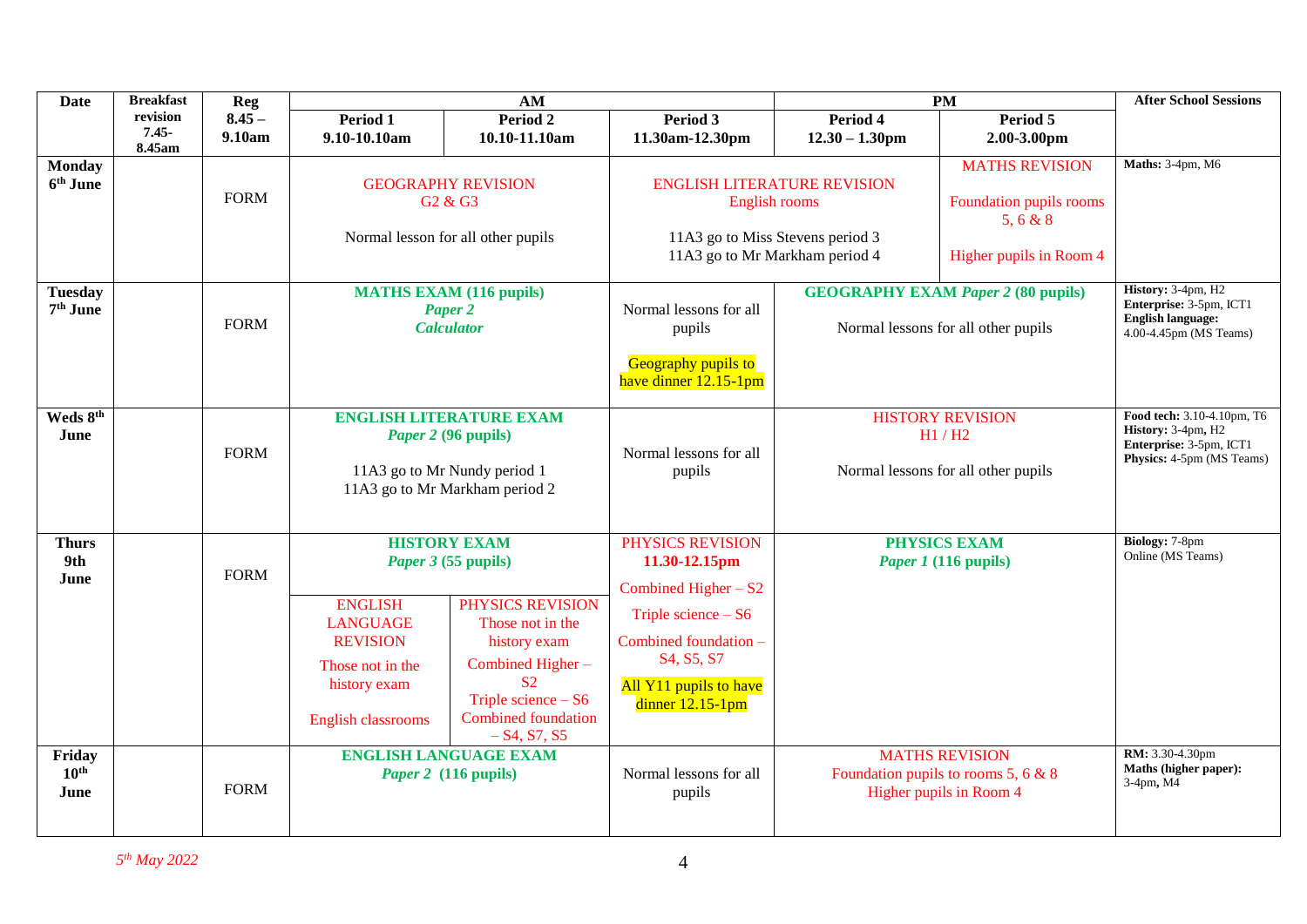| Date | Breakfast revision 7.45-8.45am | Reg 8.45 – 9.10am | AM Period 1 9.10-10.10am | AM Period 2 10.10-11.10am | AM Period 3 11.30am-12.30pm | PM Period 4 12.30 – 1.30pm | PM Period 5 2.00-3.00pm | After School Sessions |
|---|---|---|---|---|---|---|---|---|
| **Monday 6th June** | | FORM | GEOGRAPHY REVISION G2 & G3<br>Normal lesson for all other pupils | | ENGLISH LITERATURE REVISION English rooms<br>11A3 go to Miss Stevens period 3<br>11A3 go to Mr Markham period 4 | | MATHS REVISION<br>Foundation pupils rooms 5, 6 & 8<br>Higher pupils in Room 4 | **Maths:** 3-4pm, M6 |
| **Tuesday 7th June** | | FORM | **MATHS EXAM (116 pupils)** ***Paper 2*** ***Calculator*** | | Normal lessons for all pupils<br>Geography pupils to have dinner 12.15-1pm | **GEOGRAPHY EXAM *Paper 2* (80 pupils)**<br>Normal lessons for all other pupils | | **History:** 3-4pm, H2<br>**Enterprise:** 3-5pm, ICT1<br>**English language:** 4.00-4.45pm (MS Teams) |
| **Weds 8th June** | | FORM | **ENGLISH LITERATURE EXAM** ***Paper 2* (96 pupils)**<br>11A3 go to Mr Nundy period 1<br>11A3 go to Mr Markham period 2 | | Normal lessons for all pupils | HISTORY REVISION H1 / H2<br>Normal lessons for all other pupils | | **Food tech:** 3.10-4.10pm, T6<br>**History:** 3-4pm, H2<br>**Enterprise:** 3-5pm, ICT1<br>**Physics:** 4-5pm (MS Teams) |
| **Thurs 9th June** | | FORM | **HISTORY EXAM** ***Paper 3* (55 pupils)**<br>ENGLISH LANGUAGE REVISION<br>Those not in the history exam<br>English classrooms | PHYSICS REVISION<br>Those not in the history exam<br>Combined Higher – S2<br>Triple science – S6<br>Combined foundation – S4, S7, S5 | PHYSICS REVISION **11.30-12.15pm**<br>Combined Higher – S2<br>Triple science – S6<br>Combined foundation – S4, S5, S7<br>All Y11 pupils to have dinner 12.15-1pm | **PHYSICS EXAM** ***Paper 1* (116 pupils)** | | **Biology:** 7-8pm Online (MS Teams) |
| **Friday 10th June** | | FORM | **ENGLISH LANGUAGE EXAM** ***Paper 2* (116 pupils)** | | Normal lessons for all pupils | MATHS REVISION<br>Foundation pupils to rooms 5, 6 & 8<br>Higher pupils in Room 4 | | **RM:** 3.30-4.30pm<br>**Maths (higher paper):** 3-4pm, M4 |

*5th May 2022*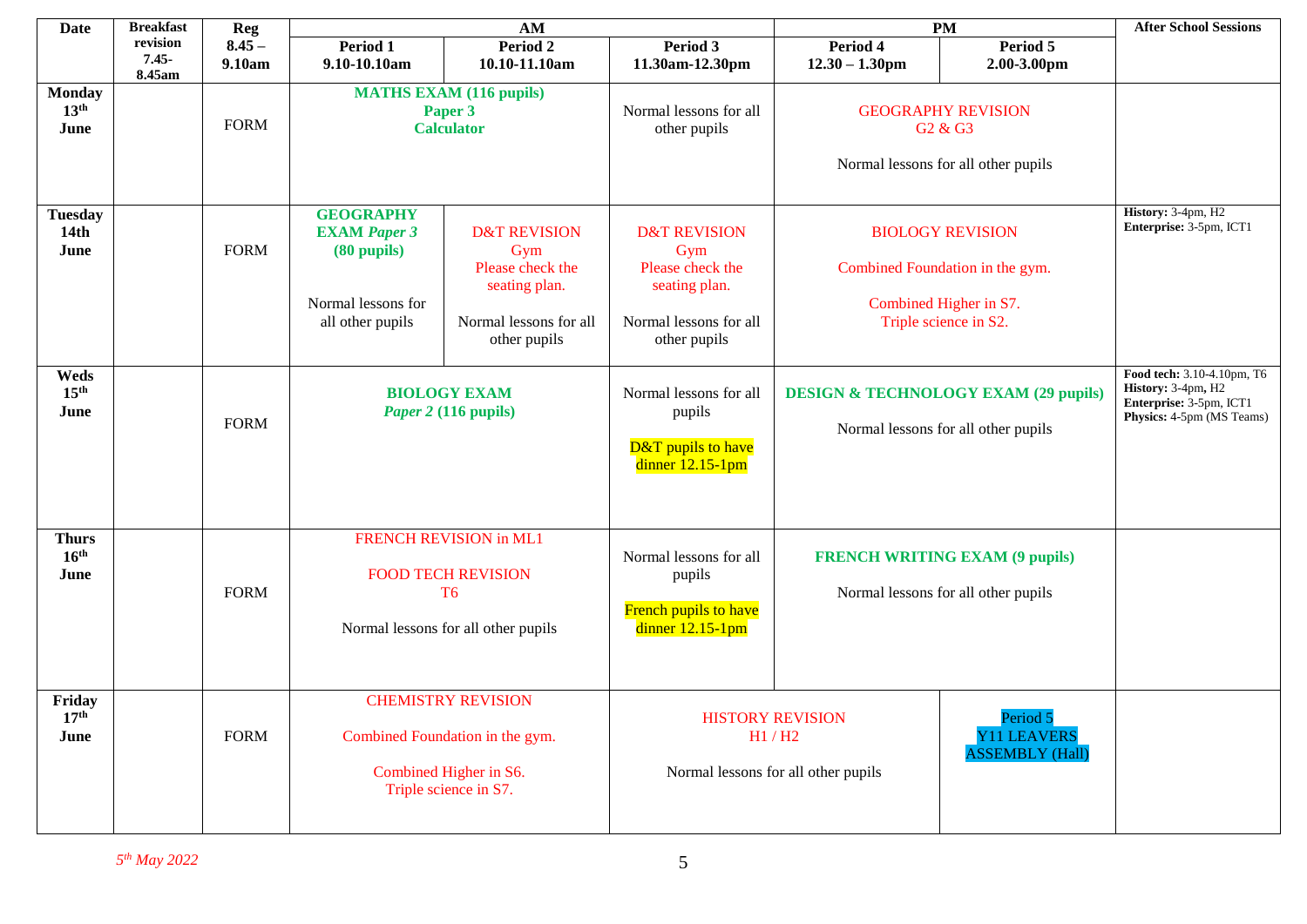| Date | Breakfast revision 7.45-8.45am | Reg 8.45 – 9.10am | AM | | | PM | | After School Sessions |
|---|---|---|---|---|---|---|---|---|
| | | | Period 1 9.10-10.10am | Period 2 10.10-11.10am | Period 3 11.30am-12.30pm | Period 4 12.30 – 1.30pm | Period 5 2.00-3.00pm | |
| **Monday 13th June** | | FORM | **MATHS EXAM (116 pupils) Paper 3 Calculator** | | Normal lessons for all other pupils | GEOGRAPHY REVISION G2 & G3<br><br>Normal lessons for all other pupils | | |
| **Tuesday 14th June** | | FORM | **GEOGRAPHY EXAM *Paper 3* (80 pupils)**<br><br>Normal lessons for all other pupils | D&T REVISION Gym Please check the seating plan.<br><br>Normal lessons for all other pupils | D&T REVISION Gym Please check the seating plan.<br><br>Normal lessons for all other pupils | BIOLOGY REVISION<br><br>Combined Foundation in the gym.<br><br>Combined Higher in S7. Triple science in S2. | | **History:** 3-4pm, H2<br>**Enterprise:** 3-5pm, ICT1 |
| **Weds 15th June** | | FORM | **BIOLOGY EXAM *Paper 2* (116 pupils)** | | Normal lessons for all pupils<br><br>D&T pupils to have dinner 12.15-1pm | **DESIGN & TECHNOLOGY EXAM (29 pupils)**<br><br>Normal lessons for all other pupils | | **Food tech:** 3.10-4.10pm, T6<br>**History:** 3-4pm, H2<br>**Enterprise:** 3-5pm, ICT1<br>**Physics:** 4-5pm (MS Teams) |
| **Thurs 16th June** | | FORM | FRENCH REVISION in ML1<br><br>FOOD TECH REVISION T6<br><br>Normal lessons for all other pupils | | Normal lessons for all pupils<br><br>French pupils to have dinner 12.15-1pm | **FRENCH WRITING EXAM (9 pupils)**<br><br>Normal lessons for all other pupils | | |
| **Friday 17th June** | | FORM | CHEMISTRY REVISION<br><br>Combined Foundation in the gym.<br><br>Combined Higher in S6. Triple science in S7. | | HISTORY REVISION H1 / H2<br><br>Normal lessons for all other pupils | | Period 5 Y11 LEAVERS ASSEMBLY (Hall) | |

*5th May 2022*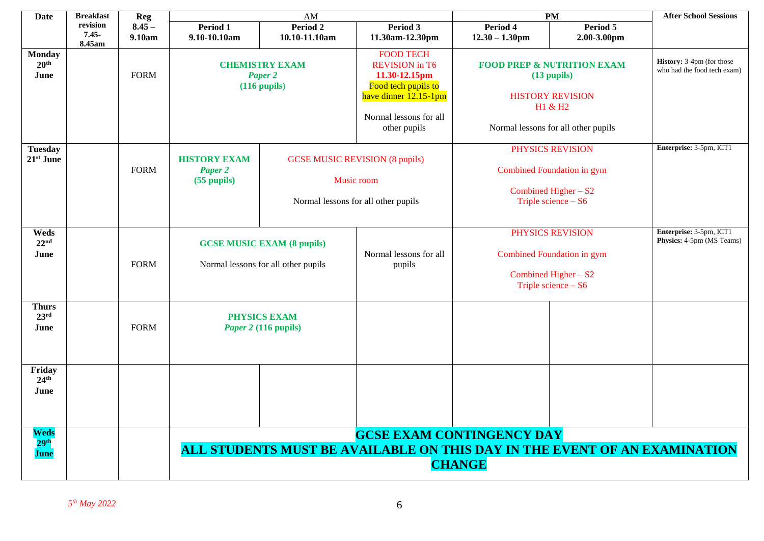| Date | Breakfast revision 7.45-8.45am | Reg 8.45 – 9.10am | AM Period 1 9.10-10.10am | AM Period 2 10.10-11.10am | AM Period 3 11.30am-12.30pm | PM Period 4 12.30 – 1.30pm | PM Period 5 2.00-3.00pm | After School Sessions |
|---|---|---|---|---|---|---|---|---|
| **Monday 20th June** | | FORM | **CHEMISTRY EXAM** ***Paper 2*** **(116 pupils)** | | FOOD TECH REVISION in T6 **11.30-12.15pm** Food tech pupils to have dinner 12.15-1pm<br><br>Normal lessons for all other pupils | **FOOD PREP & NUTRITION EXAM** **(13 pupils)**<br><br>HISTORY REVISION H1 & H2<br><br>Normal lessons for all other pupils | | **History:** 3-4pm (for those who had the food tech exam) |
| **Tuesday 21st June** | | FORM | **HISTORY EXAM** ***Paper 2*** **(55 pupils)** | GCSE MUSIC REVISION (8 pupils)<br><br>Music room<br><br>Normal lessons for all other pupils | | PHYSICS REVISION<br><br>Combined Foundation in gym<br><br>Combined Higher – S2<br>Triple science – S6 | | **Enterprise:** 3-5pm, ICT1 |
| **Weds 22nd June** | | FORM | **GCSE MUSIC EXAM (8 pupils)**<br><br>Normal lessons for all other pupils | | Normal lessons for all pupils | PHYSICS REVISION<br><br>Combined Foundation in gym<br><br>Combined Higher – S2<br>Triple science – S6 | | **Enterprise:** 3-5pm, ICT1<br>**Physics:** 4-5pm (MS Teams) |
| **Thurs 23rd June** | | FORM | **PHYSICS EXAM** ***Paper 2*** **(116 pupils)** | | | | | |
| **Friday 24th June** | | | | | | | | |
| **Weds 29th June** | | | **GCSE EXAM CONTINGENCY DAY**<br>**ALL STUDENTS MUST BE AVAILABLE ON THIS DAY IN THE EVENT OF AN EXAMINATION CHANGE** | | | | | |

*5th May 2022*